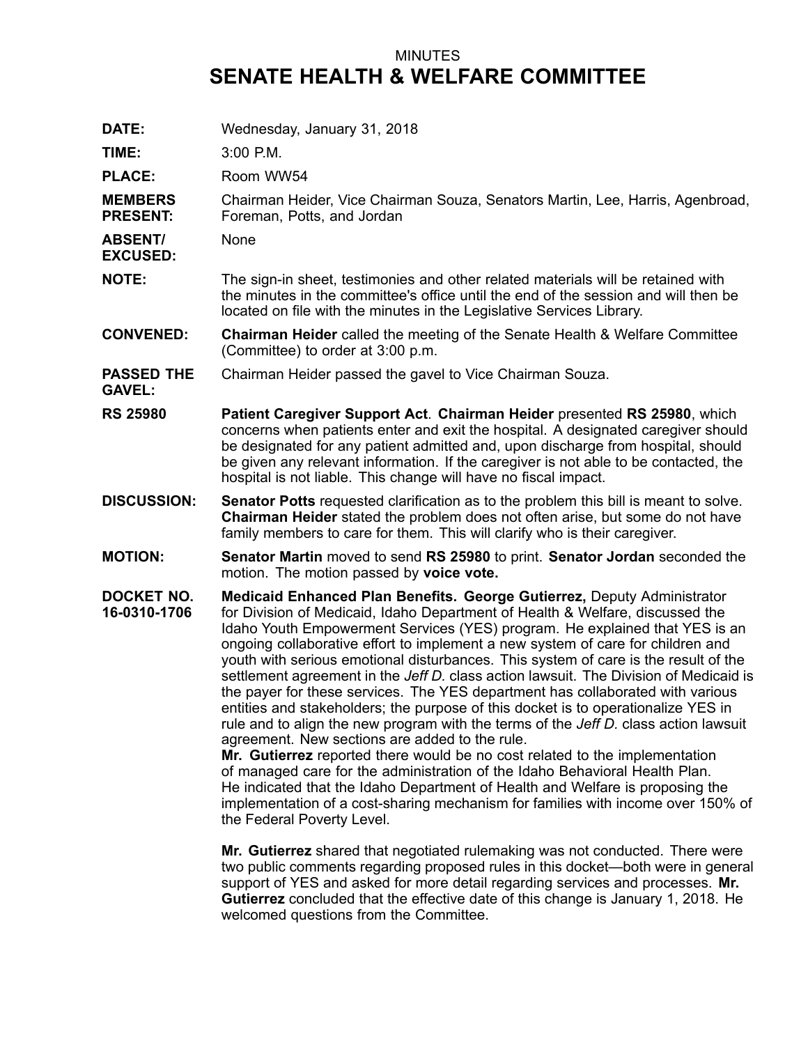MINUTES

# SENATE HEALTH & WELFARE COMMITTEE

**DATE:** Wednesday, January 31, 2018

**TIME:** 3:00 P.M.

**PLACE:** Room WW54

**MEMBERS PRESENT:** Chairman Heider, Vice Chairman Souza, Senators Martin, Lee, Harris, Agenbroad, Foreman, Potts, and Jordan

**ABSENT/ EXCUSED:** None

**NOTE:** The sign-in sheet, testimonies and other related materials will be retained with the minutes in the committee's office until the end of the session and will then be located on file with the minutes in the Legislative Services Library.

**CONVENED:** **Chairman Heider** called the meeting of the Senate Health & Welfare Committee (Committee) to order at 3:00 p.m.

**PASSED THE GAVEL:** Chairman Heider passed the gavel to Vice Chairman Souza.

**RS 25980** **Patient Caregiver Support Act**. **Chairman Heider** presented **RS 25980**, which concerns when patients enter and exit the hospital. A designated caregiver should be designated for any patient admitted and, upon discharge from hospital, should be given any relevant information. If the caregiver is not able to be contacted, the hospital is not liable. This change will have no fiscal impact.

**DISCUSSION:** **Senator Potts** requested clarification as to the problem this bill is meant to solve. **Chairman Heider** stated the problem does not often arise, but some do not have family members to care for them. This will clarify who is their caregiver.

**MOTION:** **Senator Martin** moved to send **RS 25980** to print. **Senator Jordan** seconded the motion. The motion passed by **voice vote.**

**DOCKET NO. 16-0310-1706** **Medicaid Enhanced Plan Benefits. George Gutierrez,** Deputy Administrator for Division of Medicaid, Idaho Department of Health & Welfare, discussed the Idaho Youth Empowerment Services (YES) program. He explained that YES is an ongoing collaborative effort to implement a new system of care for children and youth with serious emotional disturbances. This system of care is the result of the settlement agreement in the *Jeff D.* class action lawsuit. The Division of Medicaid is the payer for these services. The YES department has collaborated with various entities and stakeholders; the purpose of this docket is to operationalize YES in rule and to align the new program with the terms of the *Jeff D.* class action lawsuit agreement. New sections are added to the rule.
**Mr. Gutierrez** reported there would be no cost related to the implementation of managed care for the administration of the Idaho Behavioral Health Plan. He indicated that the Idaho Department of Health and Welfare is proposing the implementation of a cost-sharing mechanism for families with income over 150% of the Federal Poverty Level.

**Mr. Gutierrez** shared that negotiated rulemaking was not conducted. There were two public comments regarding proposed rules in this docket—both were in general support of YES and asked for more detail regarding services and processes. **Mr. Gutierrez** concluded that the effective date of this change is January 1, 2018. He welcomed questions from the Committee.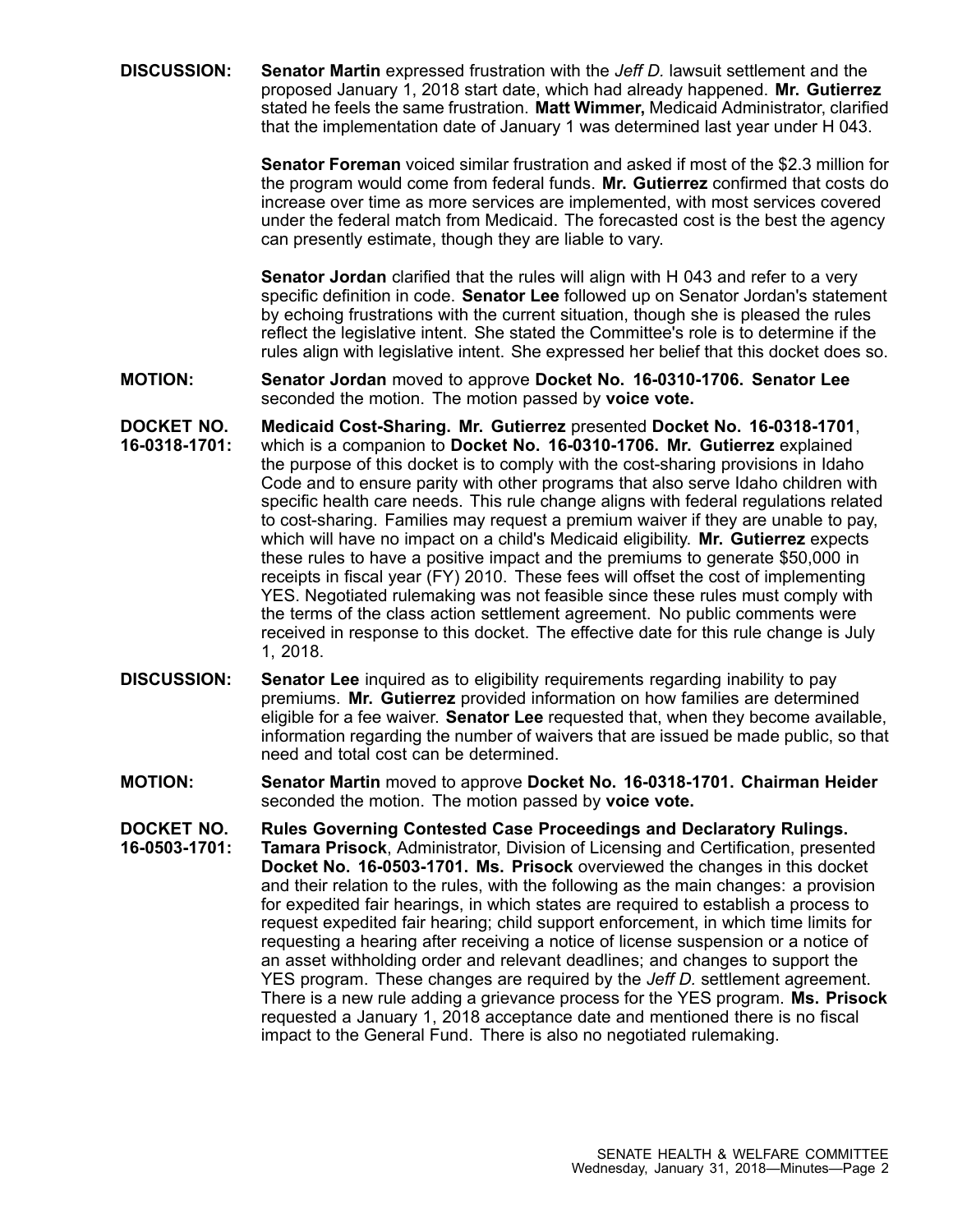**DISCUSSION:** **Senator Martin** expressed frustration with the *Jeff D.* lawsuit settlement and the proposed January 1, 2018 start date, which had already happened. **Mr. Gutierrez** stated he feels the same frustration. **Matt Wimmer,** Medicaid Administrator, clarified that the implementation date of January 1 was determined last year under H 043.

**Senator Foreman** voiced similar frustration and asked if most of the $2.3 million for the program would come from federal funds. **Mr. Gutierrez** confirmed that costs do increase over time as more services are implemented, with most services covered under the federal match from Medicaid. The forecasted cost is the best the agency can presently estimate, though they are liable to vary.

**Senator Jordan** clarified that the rules will align with H 043 and refer to a very specific definition in code. **Senator Lee** followed up on Senator Jordan's statement by echoing frustrations with the current situation, though she is pleased the rules reflect the legislative intent. She stated the Committee's role is to determine if the rules align with legislative intent. She expressed her belief that this docket does so.

**MOTION:** **Senator Jordan** moved to approve **Docket No. 16-0310-1706. Senator Lee** seconded the motion. The motion passed by **voice vote.**

**DOCKET NO. 16-0318-1701:** **Medicaid Cost-Sharing. Mr. Gutierrez** presented **Docket No. 16-0318-1701**, which is a companion to **Docket No. 16-0310-1706. Mr. Gutierrez** explained the purpose of this docket is to comply with the cost-sharing provisions in Idaho Code and to ensure parity with other programs that also serve Idaho children with specific health care needs. This rule change aligns with federal regulations related to cost-sharing. Families may request a premium waiver if they are unable to pay, which will have no impact on a child's Medicaid eligibility. **Mr. Gutierrez** expects these rules to have a positive impact and the premiums to generate $50,000 in receipts in fiscal year (FY) 2010. These fees will offset the cost of implementing YES. Negotiated rulemaking was not feasible since these rules must comply with the terms of the class action settlement agreement. No public comments were received in response to this docket. The effective date for this rule change is July 1, 2018.

**DISCUSSION:** **Senator Lee** inquired as to eligibility requirements regarding inability to pay premiums. **Mr. Gutierrez** provided information on how families are determined eligible for a fee waiver. **Senator Lee** requested that, when they become available, information regarding the number of waivers that are issued be made public, so that need and total cost can be determined.

**MOTION:** **Senator Martin** moved to approve **Docket No. 16-0318-1701. Chairman Heider** seconded the motion. The motion passed by **voice vote.**

**DOCKET NO. 16-0503-1701:** **Rules Governing Contested Case Proceedings and Declaratory Rulings. Tamara Prisock**, Administrator, Division of Licensing and Certification, presented **Docket No. 16-0503-1701. Ms. Prisock** overviewed the changes in this docket and their relation to the rules, with the following as the main changes: a provision for expedited fair hearings, in which states are required to establish a process to request expedited fair hearing; child support enforcement, in which time limits for requesting a hearing after receiving a notice of license suspension or a notice of an asset withholding order and relevant deadlines; and changes to support the YES program. These changes are required by the *Jeff D.* settlement agreement. There is a new rule adding a grievance process for the YES program. **Ms. Prisock** requested a January 1, 2018 acceptance date and mentioned there is no fiscal impact to the General Fund. There is also no negotiated rulemaking.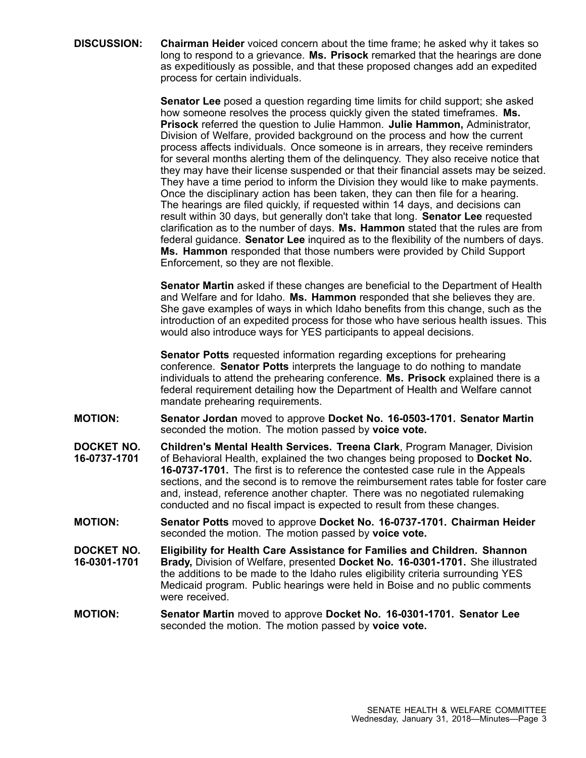**DISCUSSION:** **Chairman Heider** voiced concern about the time frame; he asked why it takes so long to respond to a grievance. **Ms. Prisock** remarked that the hearings are done as expeditiously as possible, and that these proposed changes add an expedited process for certain individuals.

**Senator Lee** posed a question regarding time limits for child support; she asked how someone resolves the process quickly given the stated timeframes. **Ms. Prisock** referred the question to Julie Hammon. **Julie Hammon,** Administrator, Division of Welfare, provided background on the process and how the current process affects individuals. Once someone is in arrears, they receive reminders for several months alerting them of the delinquency. They also receive notice that they may have their license suspended or that their financial assets may be seized. They have a time period to inform the Division they would like to make payments. Once the disciplinary action has been taken, they can then file for a hearing. The hearings are filed quickly, if requested within 14 days, and decisions can result within 30 days, but generally don't take that long. **Senator Lee** requested clarification as to the number of days. **Ms. Hammon** stated that the rules are from federal guidance. **Senator Lee** inquired as to the flexibility of the numbers of days. **Ms. Hammon** responded that those numbers were provided by Child Support Enforcement, so they are not flexible.

**Senator Martin** asked if these changes are beneficial to the Department of Health and Welfare and for Idaho. **Ms. Hammon** responded that she believes they are. She gave examples of ways in which Idaho benefits from this change, such as the introduction of an expedited process for those who have serious health issues. This would also introduce ways for YES participants to appeal decisions.

**Senator Potts** requested information regarding exceptions for prehearing conference. **Senator Potts** interprets the language to do nothing to mandate individuals to attend the prehearing conference. **Ms. Prisock** explained there is a federal requirement detailing how the Department of Health and Welfare cannot mandate prehearing requirements.

**MOTION:** **Senator Jordan** moved to approve **Docket No. 16-0503-1701. Senator Martin** seconded the motion. The motion passed by **voice vote.**

**DOCKET NO. 16-0737-1701** **Children's Mental Health Services. Treena Clark**, Program Manager, Division of Behavioral Health, explained the two changes being proposed to **Docket No. 16-0737-1701.** The first is to reference the contested case rule in the Appeals sections, and the second is to remove the reimbursement rates table for foster care and, instead, reference another chapter. There was no negotiated rulemaking conducted and no fiscal impact is expected to result from these changes.

**MOTION:** **Senator Potts** moved to approve **Docket No. 16-0737-1701. Chairman Heider** seconded the motion. The motion passed by **voice vote.**

**DOCKET NO. 16-0301-1701** **Eligibility for Health Care Assistance for Families and Children. Shannon Brady,** Division of Welfare, presented **Docket No. 16-0301-1701.** She illustrated the additions to be made to the Idaho rules eligibility criteria surrounding YES Medicaid program. Public hearings were held in Boise and no public comments were received.

**MOTION:** **Senator Martin** moved to approve **Docket No. 16-0301-1701. Senator Lee** seconded the motion. The motion passed by **voice vote.**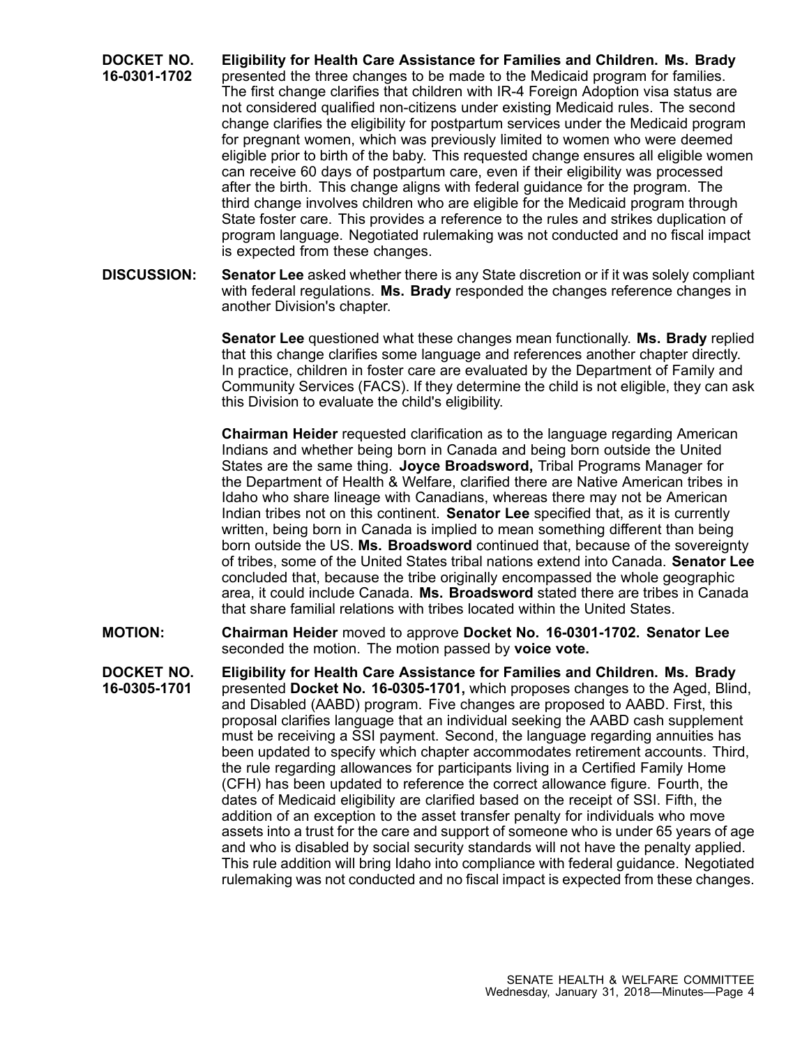**DOCKET NO. 16-0301-1702** **Eligibility for Health Care Assistance for Families and Children. Ms. Brady** presented the three changes to be made to the Medicaid program for families. The first change clarifies that children with IR-4 Foreign Adoption visa status are not considered qualified non-citizens under existing Medicaid rules. The second change clarifies the eligibility for postpartum services under the Medicaid program for pregnant women, which was previously limited to women who were deemed eligible prior to birth of the baby. This requested change ensures all eligible women can receive 60 days of postpartum care, even if their eligibility was processed after the birth. This change aligns with federal guidance for the program. The third change involves children who are eligible for the Medicaid program through State foster care. This provides a reference to the rules and strikes duplication of program language. Negotiated rulemaking was not conducted and no fiscal impact is expected from these changes.

**DISCUSSION:** **Senator Lee** asked whether there is any State discretion or if it was solely compliant with federal regulations. **Ms. Brady** responded the changes reference changes in another Division's chapter.

**Senator Lee** questioned what these changes mean functionally. **Ms. Brady** replied that this change clarifies some language and references another chapter directly. In practice, children in foster care are evaluated by the Department of Family and Community Services (FACS). If they determine the child is not eligible, they can ask this Division to evaluate the child's eligibility.

**Chairman Heider** requested clarification as to the language regarding American Indians and whether being born in Canada and being born outside the United States are the same thing. **Joyce Broadsword,** Tribal Programs Manager for the Department of Health & Welfare, clarified there are Native American tribes in Idaho who share lineage with Canadians, whereas there may not be American Indian tribes not on this continent. **Senator Lee** specified that, as it is currently written, being born in Canada is implied to mean something different than being born outside the US. **Ms. Broadsword** continued that, because of the sovereignty of tribes, some of the United States tribal nations extend into Canada. **Senator Lee** concluded that, because the tribe originally encompassed the whole geographic area, it could include Canada. **Ms. Broadsword** stated there are tribes in Canada that share familial relations with tribes located within the United States.

**MOTION:** **Chairman Heider** moved to approve **Docket No. 16-0301-1702. Senator Lee** seconded the motion. The motion passed by **voice vote.**

**DOCKET NO. 16-0305-1701** **Eligibility for Health Care Assistance for Families and Children. Ms. Brady** presented **Docket No. 16-0305-1701,** which proposes changes to the Aged, Blind, and Disabled (AABD) program. Five changes are proposed to AABD. First, this proposal clarifies language that an individual seeking the AABD cash supplement must be receiving a SSI payment. Second, the language regarding annuities has been updated to specify which chapter accommodates retirement accounts. Third, the rule regarding allowances for participants living in a Certified Family Home (CFH) has been updated to reference the correct allowance figure. Fourth, the dates of Medicaid eligibility are clarified based on the receipt of SSI. Fifth, the addition of an exception to the asset transfer penalty for individuals who move assets into a trust for the care and support of someone who is under 65 years of age and who is disabled by social security standards will not have the penalty applied. This rule addition will bring Idaho into compliance with federal guidance. Negotiated rulemaking was not conducted and no fiscal impact is expected from these changes.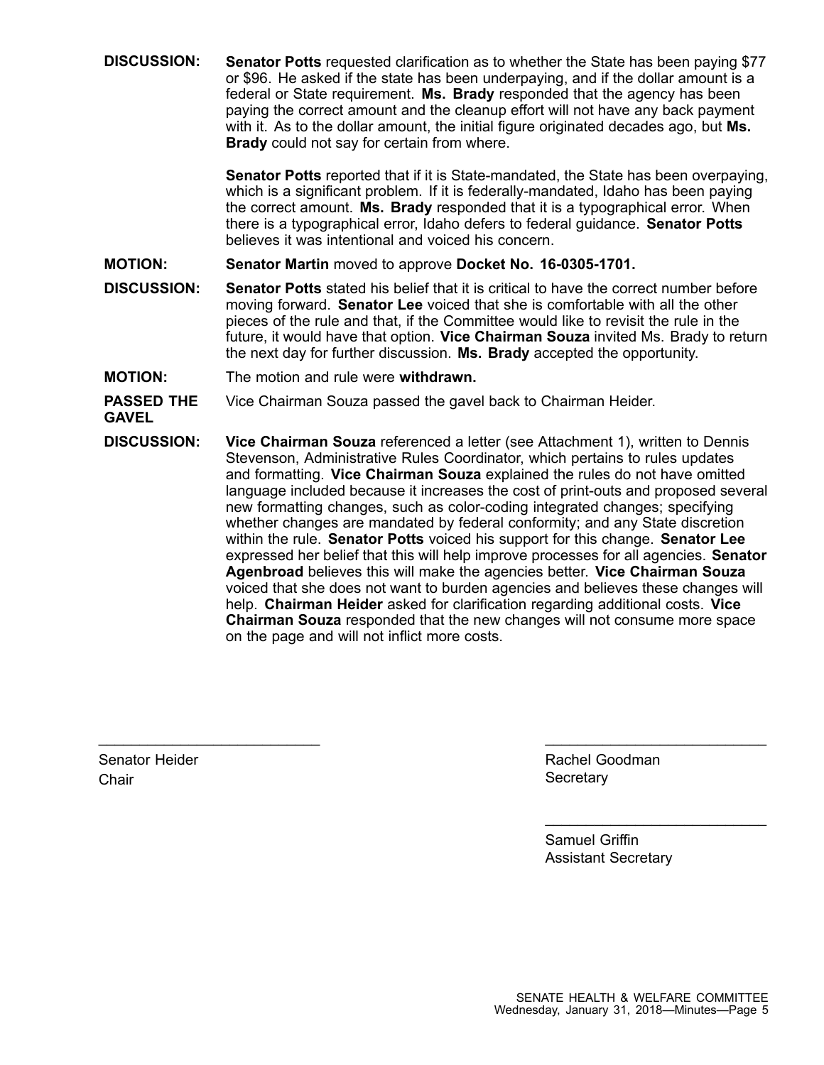**DISCUSSION:** **Senator Potts** requested clarification as to whether the State has been paying $77 or $96. He asked if the state has been underpaying, and if the dollar amount is a federal or State requirement. **Ms. Brady** responded that the agency has been paying the correct amount and the cleanup effort will not have any back payment with it. As to the dollar amount, the initial figure originated decades ago, but **Ms. Brady** could not say for certain from where.

**Senator Potts** reported that if it is State-mandated, the State has been overpaying, which is a significant problem. If it is federally-mandated, Idaho has been paying the correct amount. **Ms. Brady** responded that it is a typographical error. When there is a typographical error, Idaho defers to federal guidance. **Senator Potts** believes it was intentional and voiced his concern.

**MOTION:** **Senator Martin** moved to approve **Docket No. 16-0305-1701.**

**DISCUSSION:** **Senator Potts** stated his belief that it is critical to have the correct number before moving forward. **Senator Lee** voiced that she is comfortable with all the other pieces of the rule and that, if the Committee would like to revisit the rule in the future, it would have that option. **Vice Chairman Souza** invited Ms. Brady to return the next day for further discussion. **Ms. Brady** accepted the opportunity.

**MOTION:** The motion and rule were **withdrawn.**

**PASSED THE GAVEL** Vice Chairman Souza passed the gavel back to Chairman Heider.

**DISCUSSION:** **Vice Chairman Souza** referenced a letter (see Attachment 1), written to Dennis Stevenson, Administrative Rules Coordinator, which pertains to rules updates and formatting. **Vice Chairman Souza** explained the rules do not have omitted language included because it increases the cost of print-outs and proposed several new formatting changes, such as color-coding integrated changes; specifying whether changes are mandated by federal conformity; and any State discretion within the rule. **Senator Potts** voiced his support for this change. **Senator Lee** expressed her belief that this will help improve processes for all agencies. **Senator Agenbroad** believes this will make the agencies better. **Vice Chairman Souza** voiced that she does not want to burden agencies and believes these changes will help. **Chairman Heider** asked for clarification regarding additional costs. **Vice Chairman Souza** responded that the new changes will not consume more space on the page and will not inflict more costs.

___________________________
Senator Heider
Chair

___________________________
Rachel Goodman
Secretary

___________________________
Samuel Griffin
Assistant Secretary